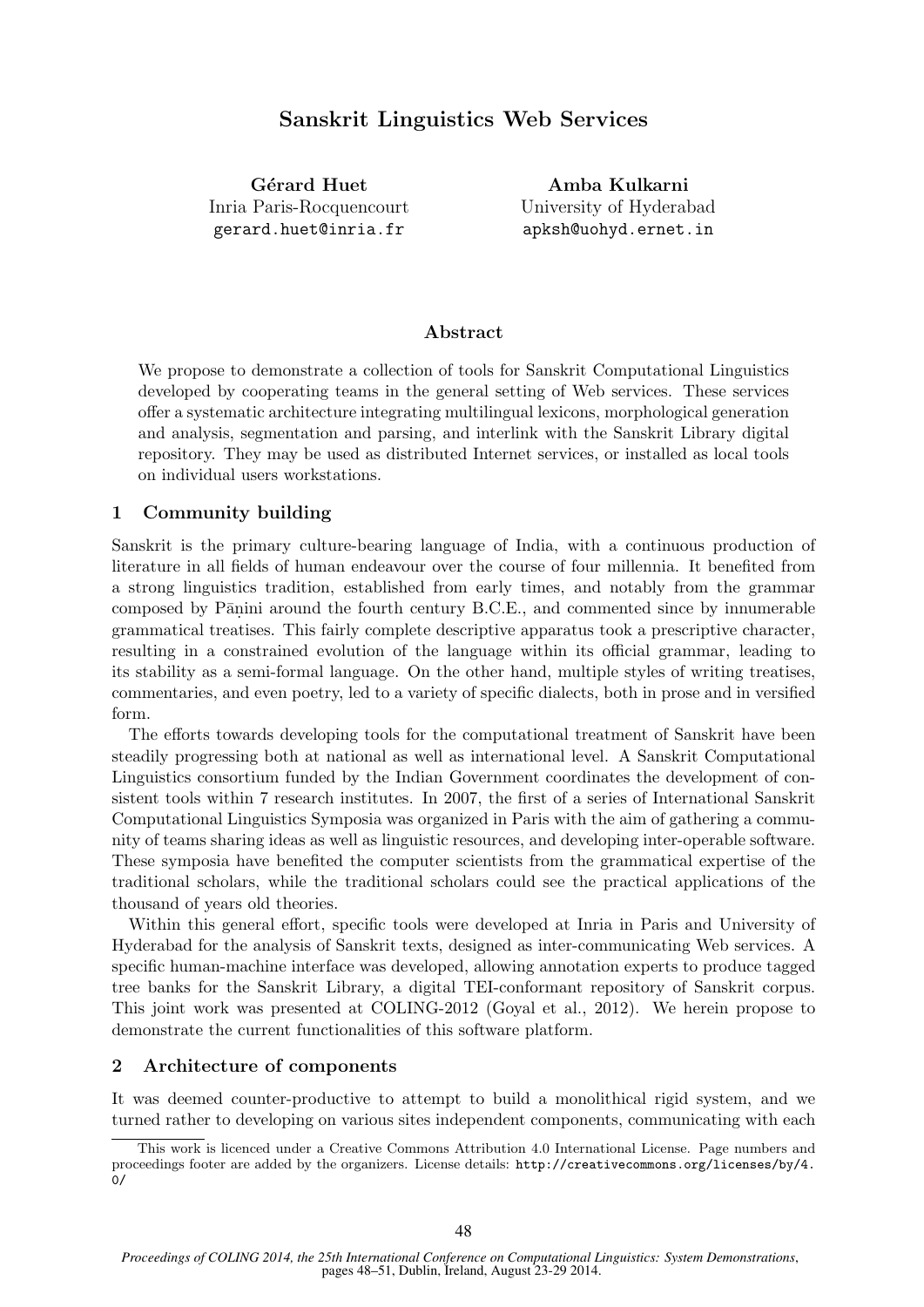# Sanskrit Linguistics Web Services

**Gérard Huet**
Inria Paris-Rocquencourt
gerard.huet@inria.fr

**Amba Kulkarni**
University of Hyderabad
apksh@uohyd.ernet.in

## Abstract

We propose to demonstrate a collection of tools for Sanskrit Computational Linguistics developed by cooperating teams in the general setting of Web services. These services offer a systematic architecture integrating multilingual lexicons, morphological generation and analysis, segmentation and parsing, and interlink with the Sanskrit Library digital repository. They may be used as distributed Internet services, or installed as local tools on individual users workstations.

## 1 Community building

Sanskrit is the primary culture-bearing language of India, with a continuous production of literature in all fields of human endeavour over the course of four millennia. It benefited from a strong linguistics tradition, established from early times, and notably from the grammar composed by Pāṇini around the fourth century B.C.E., and commented since by innumerable grammatical treatises. This fairly complete descriptive apparatus took a prescriptive character, resulting in a constrained evolution of the language within its official grammar, leading to its stability as a semi-formal language. On the other hand, multiple styles of writing treatises, commentaries, and even poetry, led to a variety of specific dialects, both in prose and in versified form.

The efforts towards developing tools for the computational treatment of Sanskrit have been steadily progressing both at national as well as international level. A Sanskrit Computational Linguistics consortium funded by the Indian Government coordinates the development of consistent tools within 7 research institutes. In 2007, the first of a series of International Sanskrit Computational Linguistics Symposia was organized in Paris with the aim of gathering a community of teams sharing ideas as well as linguistic resources, and developing inter-operable software. These symposia have benefited the computer scientists from the grammatical expertise of the traditional scholars, while the traditional scholars could see the practical applications of the thousand of years old theories.

Within this general effort, specific tools were developed at Inria in Paris and University of Hyderabad for the analysis of Sanskrit texts, designed as inter-communicating Web services. A specific human-machine interface was developed, allowing annotation experts to produce tagged tree banks for the Sanskrit Library, a digital TEI-conformant repository of Sanskrit corpus. This joint work was presented at COLING-2012 (Goyal et al., 2012). We herein propose to demonstrate the current functionalities of this software platform.

## 2 Architecture of components

It was deemed counter-productive to attempt to build a monolithical rigid system, and we turned rather to developing on various sites independent components, communicating with each

This work is licenced under a Creative Commons Attribution 4.0 International License. Page numbers and proceedings footer are added by the organizers. License details: http://creativecommons.org/licenses/by/4.0/

*Proceedings of COLING 2014, the 25th International Conference on Computational Linguistics: System Demonstrations*, pages 48–51, Dublin, Ireland, August 23-29 2014.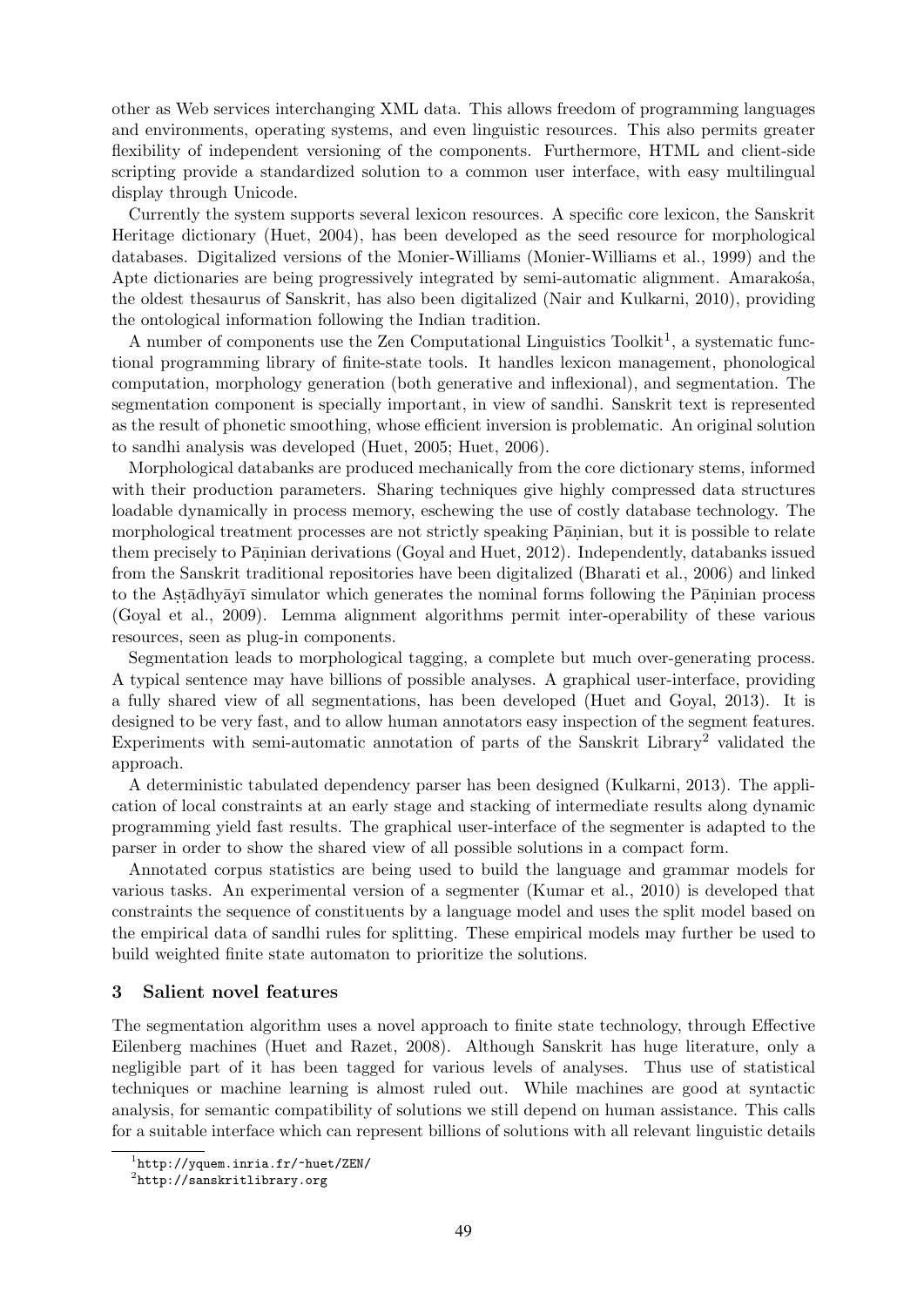other as Web services interchanging XML data. This allows freedom of programming languages and environments, operating systems, and even linguistic resources. This also permits greater flexibility of independent versioning of the components. Furthermore, HTML and client-side scripting provide a standardized solution to a common user interface, with easy multilingual display through Unicode.

Currently the system supports several lexicon resources. A specific core lexicon, the Sanskrit Heritage dictionary (Huet, 2004), has been developed as the seed resource for morphological databases. Digitalized versions of the Monier-Williams (Monier-Williams et al., 1999) and the Apte dictionaries are being progressively integrated by semi-automatic alignment. Amarakośa, the oldest thesaurus of Sanskrit, has also been digitalized (Nair and Kulkarni, 2010), providing the ontological information following the Indian tradition.

A number of components use the Zen Computational Linguistics Toolkit[1], a systematic functional programming library of finite-state tools. It handles lexicon management, phonological computation, morphology generation (both generative and inflexional), and segmentation. The segmentation component is specially important, in view of sandhi. Sanskrit text is represented as the result of phonetic smoothing, whose efficient inversion is problematic. An original solution to sandhi analysis was developed (Huet, 2005; Huet, 2006).

Morphological databanks are produced mechanically from the core dictionary stems, informed with their production parameters. Sharing techniques give highly compressed data structures loadable dynamically in process memory, eschewing the use of costly database technology. The morphological treatment processes are not strictly speaking Pāṇinian, but it is possible to relate them precisely to Pāṇinian derivations (Goyal and Huet, 2012). Independently, databanks issued from the Sanskrit traditional repositories have been digitalized (Bharati et al., 2006) and linked to the Aṣṭādhyāyī simulator which generates the nominal forms following the Pāṇinian process (Goyal et al., 2009). Lemma alignment algorithms permit inter-operability of these various resources, seen as plug-in components.

Segmentation leads to morphological tagging, a complete but much over-generating process. A typical sentence may have billions of possible analyses. A graphical user-interface, providing a fully shared view of all segmentations, has been developed (Huet and Goyal, 2013). It is designed to be very fast, and to allow human annotators easy inspection of the segment features. Experiments with semi-automatic annotation of parts of the Sanskrit Library[2] validated the approach.

A deterministic tabulated dependency parser has been designed (Kulkarni, 2013). The application of local constraints at an early stage and stacking of intermediate results along dynamic programming yield fast results. The graphical user-interface of the segmenter is adapted to the parser in order to show the shared view of all possible solutions in a compact form.

Annotated corpus statistics are being used to build the language and grammar models for various tasks. An experimental version of a segmenter (Kumar et al., 2010) is developed that constraints the sequence of constituents by a language model and uses the split model based on the empirical data of sandhi rules for splitting. These empirical models may further be used to build weighted finite state automaton to prioritize the solutions.

## 3 Salient novel features

The segmentation algorithm uses a novel approach to finite state technology, through Effective Eilenberg machines (Huet and Razet, 2008). Although Sanskrit has huge literature, only a negligible part of it has been tagged for various levels of analyses. Thus use of statistical techniques or machine learning is almost ruled out. While machines are good at syntactic analysis, for semantic compatibility of solutions we still depend on human assistance. This calls for a suitable interface which can represent billions of solutions with all relevant linguistic details

[1] http://yquem.inria.fr/~huet/ZEN/

[2] http://sanskritlibrary.org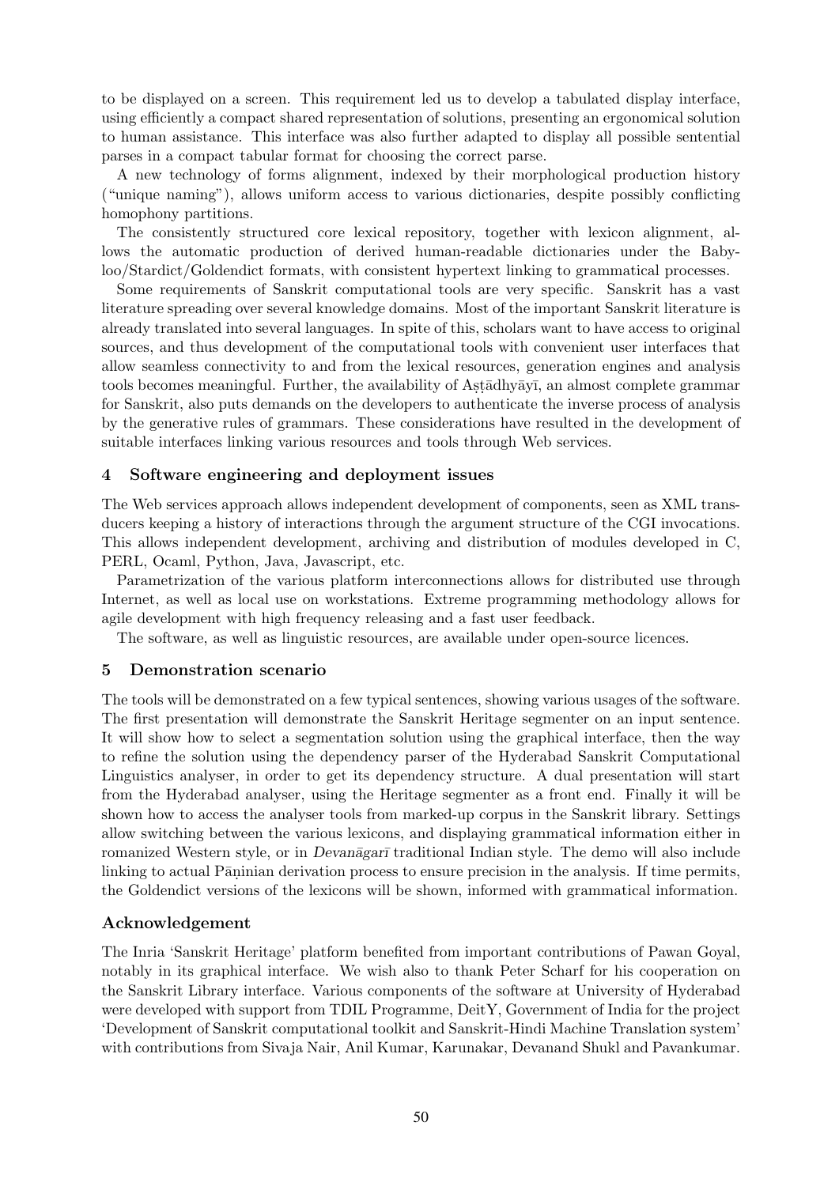to be displayed on a screen. This requirement led us to develop a tabulated display interface, using efficiently a compact shared representation of solutions, presenting an ergonomical solution to human assistance. This interface was also further adapted to display all possible sentential parses in a compact tabular format for choosing the correct parse.

A new technology of forms alignment, indexed by their morphological production history ("unique naming"), allows uniform access to various dictionaries, despite possibly conflicting homophony partitions.

The consistently structured core lexical repository, together with lexicon alignment, allows the automatic production of derived human-readable dictionaries under the Babyloo/Stardict/Goldendict formats, with consistent hypertext linking to grammatical processes.

Some requirements of Sanskrit computational tools are very specific. Sanskrit has a vast literature spreading over several knowledge domains. Most of the important Sanskrit literature is already translated into several languages. In spite of this, scholars want to have access to original sources, and thus development of the computational tools with convenient user interfaces that allow seamless connectivity to and from the lexical resources, generation engines and analysis tools becomes meaningful. Further, the availability of Aṣṭādhyāyī, an almost complete grammar for Sanskrit, also puts demands on the developers to authenticate the inverse process of analysis by the generative rules of grammars. These considerations have resulted in the development of suitable interfaces linking various resources and tools through Web services.

## 4 Software engineering and deployment issues

The Web services approach allows independent development of components, seen as XML transducers keeping a history of interactions through the argument structure of the CGI invocations. This allows independent development, archiving and distribution of modules developed in C, PERL, Ocaml, Python, Java, Javascript, etc.

Parametrization of the various platform interconnections allows for distributed use through Internet, as well as local use on workstations. Extreme programming methodology allows for agile development with high frequency releasing and a fast user feedback.

The software, as well as linguistic resources, are available under open-source licences.

## 5 Demonstration scenario

The tools will be demonstrated on a few typical sentences, showing various usages of the software. The first presentation will demonstrate the Sanskrit Heritage segmenter on an input sentence. It will show how to select a segmentation solution using the graphical interface, then the way to refine the solution using the dependency parser of the Hyderabad Sanskrit Computational Linguistics analyser, in order to get its dependency structure. A dual presentation will start from the Hyderabad analyser, using the Heritage segmenter as a front end. Finally it will be shown how to access the analyser tools from marked-up corpus in the Sanskrit library. Settings allow switching between the various lexicons, and displaying grammatical information either in romanized Western style, or in *Devanāgarī* traditional Indian style. The demo will also include linking to actual Pāṇinian derivation process to ensure precision in the analysis. If time permits, the Goldendict versions of the lexicons will be shown, informed with grammatical information.

### Acknowledgement

The Inria 'Sanskrit Heritage' platform benefited from important contributions of Pawan Goyal, notably in its graphical interface. We wish also to thank Peter Scharf for his cooperation on the Sanskrit Library interface. Various components of the software at University of Hyderabad were developed with support from TDIL Programme, DeitY, Government of India for the project 'Development of Sanskrit computational toolkit and Sanskrit-Hindi Machine Translation system' with contributions from Sivaja Nair, Anil Kumar, Karunakar, Devanand Shukl and Pavankumar.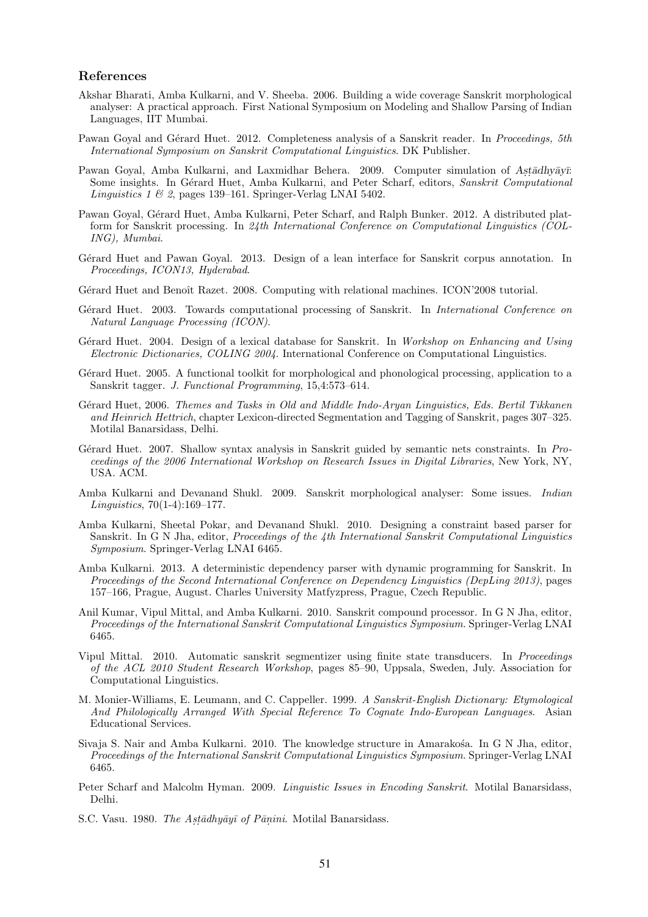## References

Akshar Bharati, Amba Kulkarni, and V. Sheeba. 2006. Building a wide coverage Sanskrit morphological analyser: A practical approach. First National Symposium on Modeling and Shallow Parsing of Indian Languages, IIT Mumbai.

Pawan Goyal and Gérard Huet. 2012. Completeness analysis of a Sanskrit reader. In *Proceedings, 5th International Symposium on Sanskrit Computational Linguistics*. DK Publisher.

Pawan Goyal, Amba Kulkarni, and Laxmidhar Behera. 2009. Computer simulation of *Aṣṭādhyāyī*: Some insights. In Gérard Huet, Amba Kulkarni, and Peter Scharf, editors, *Sanskrit Computational Linguistics 1 & 2*, pages 139–161. Springer-Verlag LNAI 5402.

Pawan Goyal, Gérard Huet, Amba Kulkarni, Peter Scharf, and Ralph Bunker. 2012. A distributed platform for Sanskrit processing. In *24th International Conference on Computational Linguistics (COLING), Mumbai*.

Gérard Huet and Pawan Goyal. 2013. Design of a lean interface for Sanskrit corpus annotation. In *Proceedings, ICON13, Hyderabad*.

Gérard Huet and Benoît Razet. 2008. Computing with relational machines. ICON'2008 tutorial.

Gérard Huet. 2003. Towards computational processing of Sanskrit. In *International Conference on Natural Language Processing (ICON)*.

Gérard Huet. 2004. Design of a lexical database for Sanskrit. In *Workshop on Enhancing and Using Electronic Dictionaries, COLING 2004*. International Conference on Computational Linguistics.

Gérard Huet. 2005. A functional toolkit for morphological and phonological processing, application to a Sanskrit tagger. *J. Functional Programming*, 15,4:573–614.

Gérard Huet, 2006. *Themes and Tasks in Old and Middle Indo-Aryan Linguistics, Eds. Bertil Tikkanen and Heinrich Hettrich*, chapter Lexicon-directed Segmentation and Tagging of Sanskrit, pages 307–325. Motilal Banarsidass, Delhi.

Gérard Huet. 2007. Shallow syntax analysis in Sanskrit guided by semantic nets constraints. In *Proceedings of the 2006 International Workshop on Research Issues in Digital Libraries*, New York, NY, USA. ACM.

Amba Kulkarni and Devanand Shukl. 2009. Sanskrit morphological analyser: Some issues. *Indian Linguistics*, 70(1-4):169–177.

Amba Kulkarni, Sheetal Pokar, and Devanand Shukl. 2010. Designing a constraint based parser for Sanskrit. In G N Jha, editor, *Proceedings of the 4th International Sanskrit Computational Linguistics Symposium*. Springer-Verlag LNAI 6465.

Amba Kulkarni. 2013. A deterministic dependency parser with dynamic programming for Sanskrit. In *Proceedings of the Second International Conference on Dependency Linguistics (DepLing 2013)*, pages 157–166, Prague, August. Charles University Matfyzpress, Prague, Czech Republic.

Anil Kumar, Vipul Mittal, and Amba Kulkarni. 2010. Sanskrit compound processor. In G N Jha, editor, *Proceedings of the International Sanskrit Computational Linguistics Symposium*. Springer-Verlag LNAI 6465.

Vipul Mittal. 2010. Automatic sanskrit segmentizer using finite state transducers. In *Proceedings of the ACL 2010 Student Research Workshop*, pages 85–90, Uppsala, Sweden, July. Association for Computational Linguistics.

M. Monier-Williams, E. Leumann, and C. Cappeller. 1999. *A Sanskrit-English Dictionary: Etymological And Philologically Arranged With Special Reference To Cognate Indo-European Languages*. Asian Educational Services.

Sivaja S. Nair and Amba Kulkarni. 2010. The knowledge structure in Amarakośa. In G N Jha, editor, *Proceedings of the International Sanskrit Computational Linguistics Symposium*. Springer-Verlag LNAI 6465.

Peter Scharf and Malcolm Hyman. 2009. *Linguistic Issues in Encoding Sanskrit*. Motilal Banarsidass, Delhi.

S.C. Vasu. 1980. *The Aṣṭādhyāyī of Pāṇini*. Motilal Banarsidass.